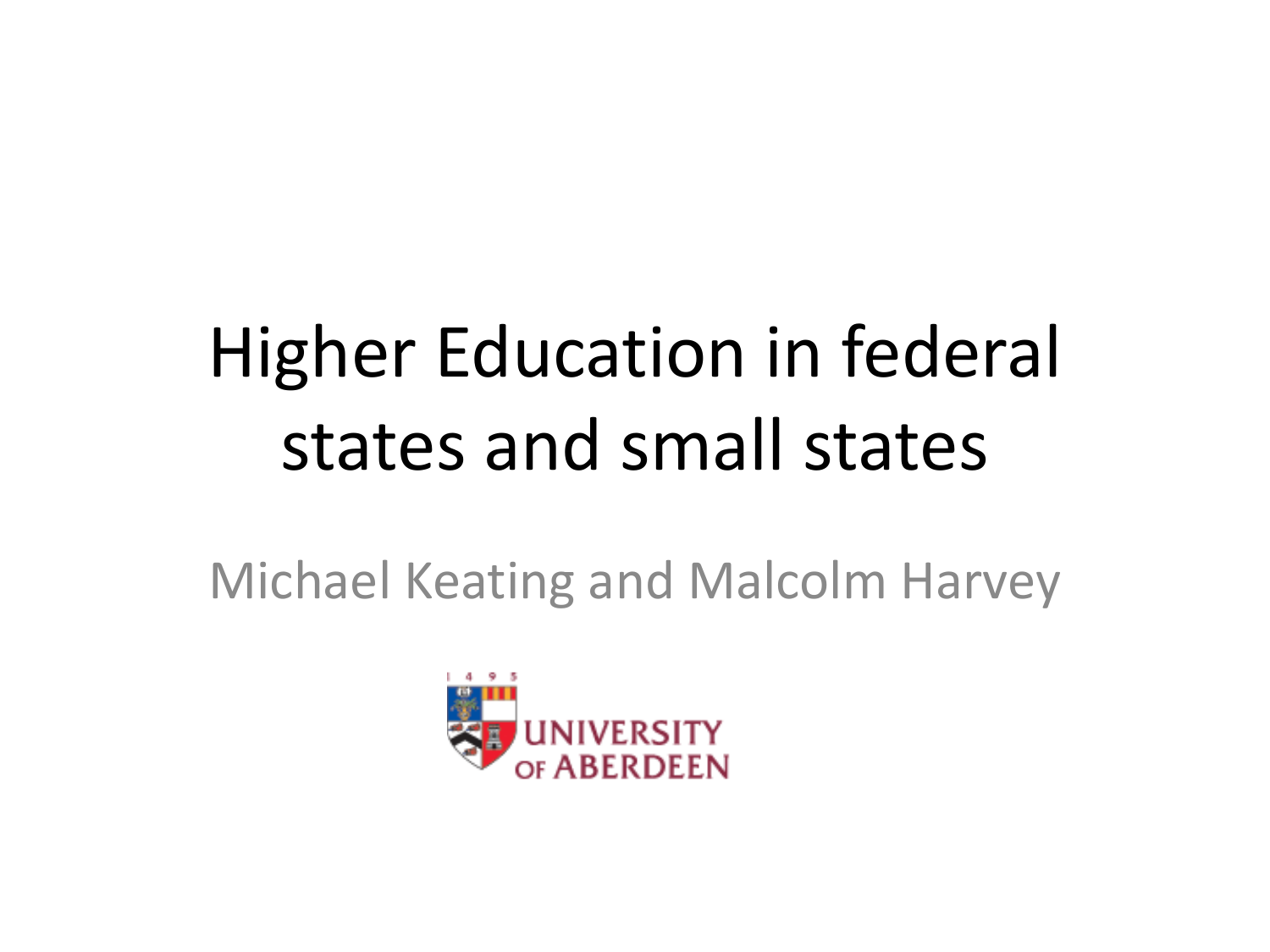# Higher Education in federal states and small states

Michael Keating and Malcolm Harvey

UNIVERSITY OF ABERDEEN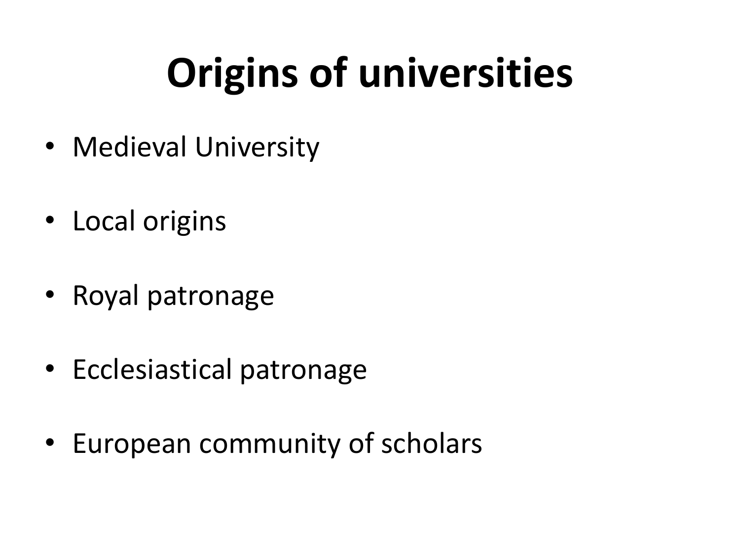# Origins of universities

- Medieval University
- Local origins
- Royal patronage
- Ecclesiastical patronage
- European community of scholars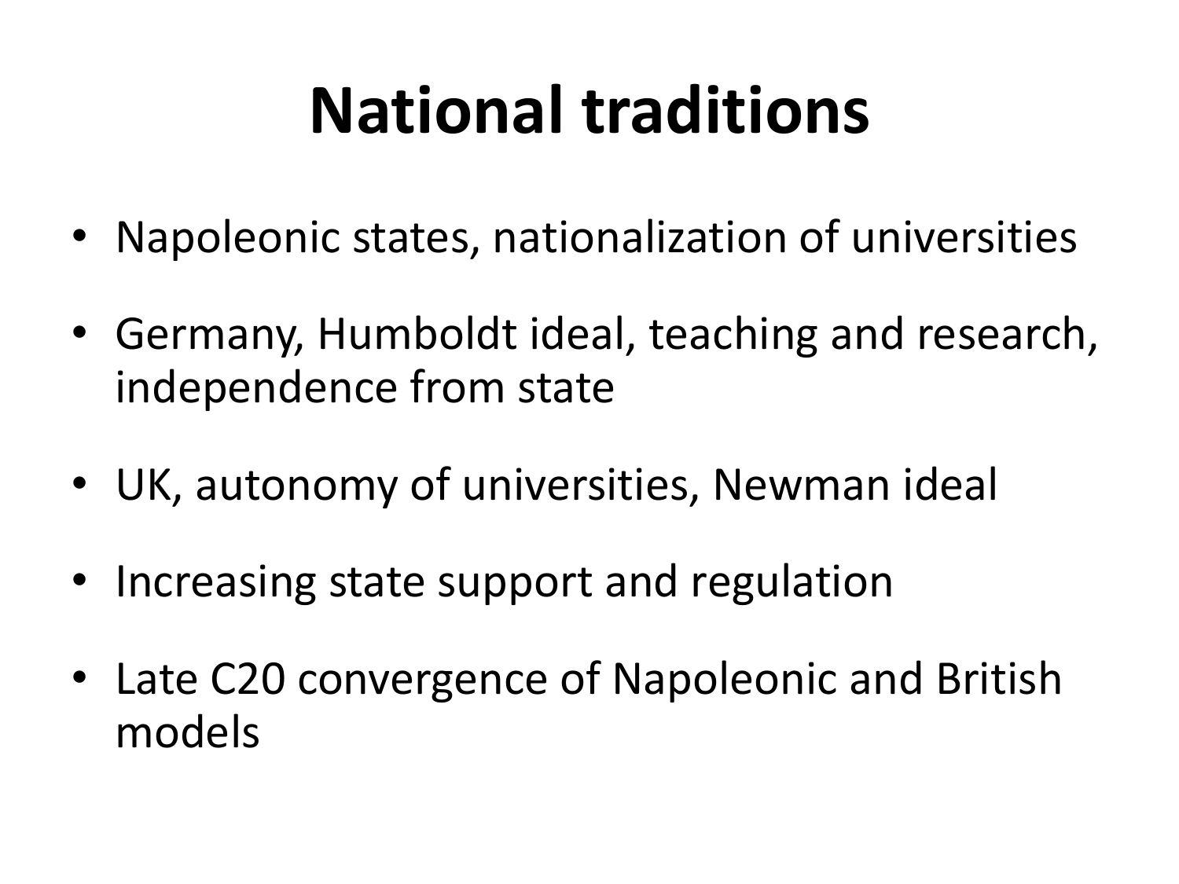# National traditions

- Napoleonic states, nationalization of universities
- Germany, Humboldt ideal, teaching and research, independence from state
- UK, autonomy of universities, Newman ideal
- Increasing state support and regulation
- Late C20 convergence of Napoleonic and British models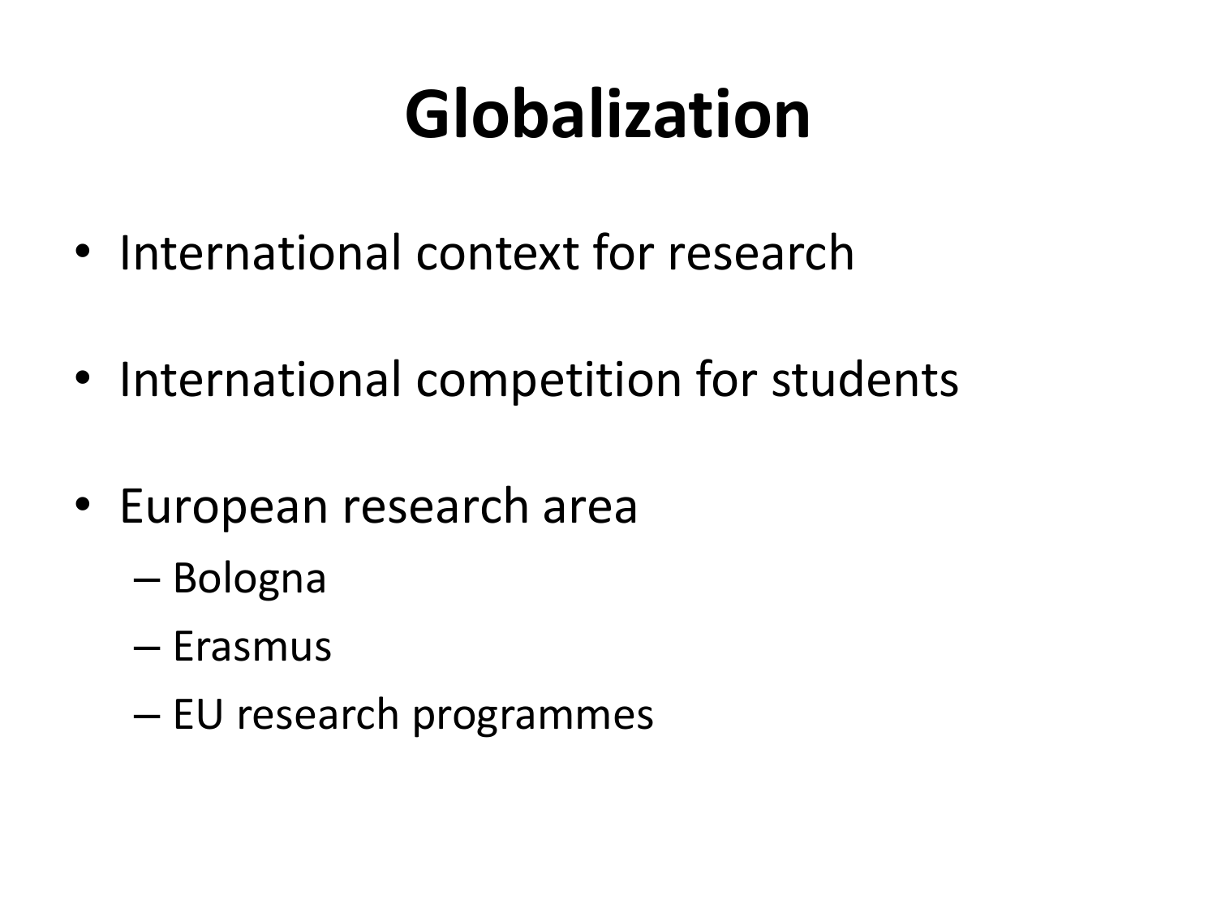# Globalization

- International context for research
- International competition for students
- European research area
  - Bologna
  - Erasmus
  - EU research programmes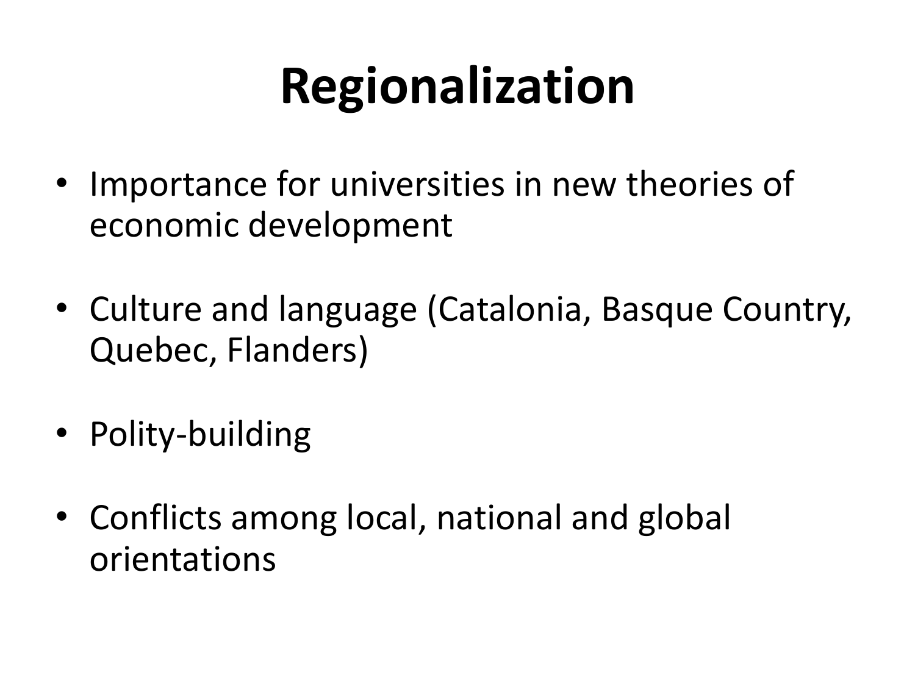# Regionalization

- Importance for universities in new theories of economic development
- Culture and language (Catalonia, Basque Country, Quebec, Flanders)
- Polity-building
- Conflicts among local, national and global orientations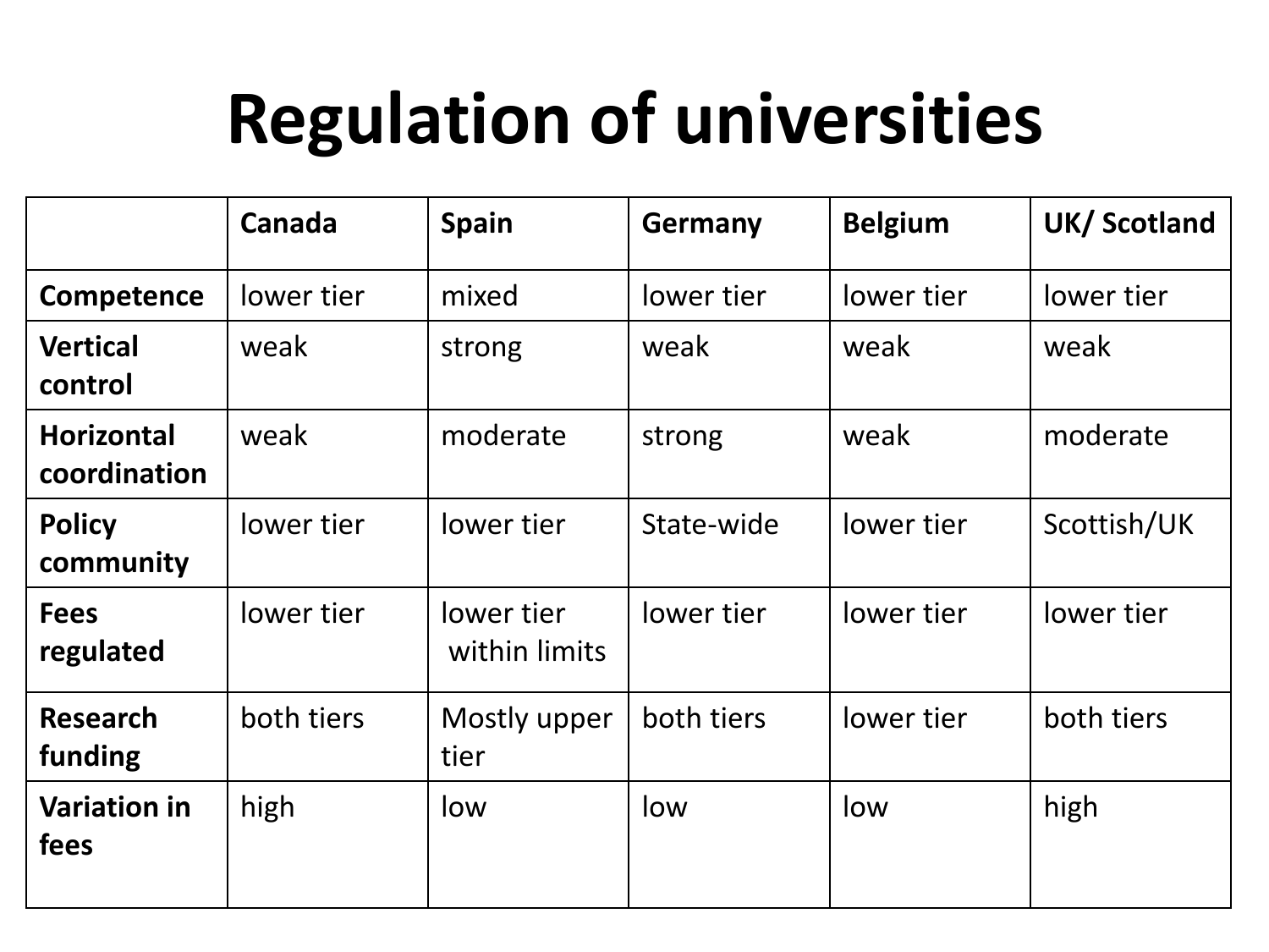# Regulation of universities

| | Canada | Spain | Germany | Belgium | UK/ Scotland |
|---|---|---|---|---|---|
| **Competence** | lower tier | mixed | lower tier | lower tier | lower tier |
| **Vertical control** | weak | strong | weak | weak | weak |
| **Horizontal coordination** | weak | moderate | strong | weak | moderate |
| **Policy community** | lower tier | lower tier | State-wide | lower tier | Scottish/UK |
| **Fees regulated** | lower tier | lower tier within limits | lower tier | lower tier | lower tier |
| **Research funding** | both tiers | Mostly upper tier | both tiers | lower tier | both tiers |
| **Variation in fees** | high | low | low | low | high |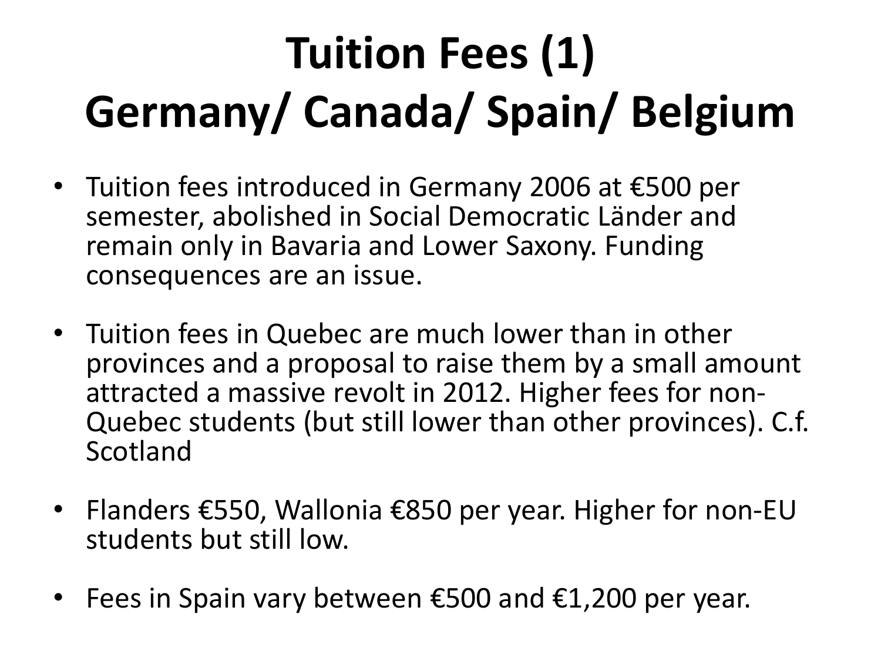# Tuition Fees (1)
# Germany/ Canada/ Spain/ Belgium

- Tuition fees introduced in Germany 2006 at €500 per semester, abolished in Social Democratic Länder and remain only in Bavaria and Lower Saxony. Funding consequences are an issue.

- Tuition fees in Quebec are much lower than in other provinces and a proposal to raise them by a small amount attracted a massive revolt in 2012. Higher fees for non-Quebec students (but still lower than other provinces). C.f. Scotland

- Flanders €550, Wallonia €850 per year. Higher for non-EU students but still low.

- Fees in Spain vary between €500 and €1,200 per year.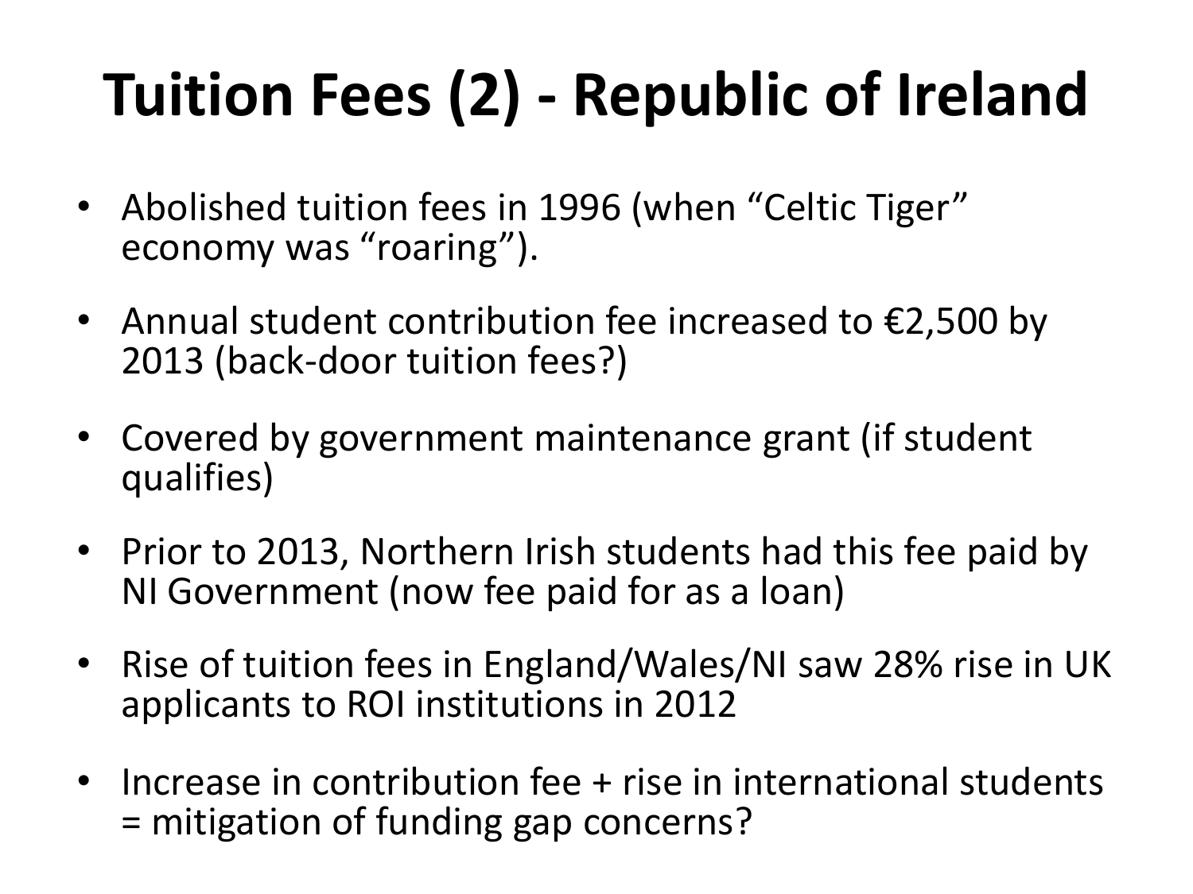# Tuition Fees (2) - Republic of Ireland

- Abolished tuition fees in 1996 (when “Celtic Tiger” economy was “roaring”).
- Annual student contribution fee increased to €2,500 by 2013 (back-door tuition fees?)
- Covered by government maintenance grant (if student qualifies)
- Prior to 2013, Northern Irish students had this fee paid by NI Government (now fee paid for as a loan)
- Rise of tuition fees in England/Wales/NI saw 28% rise in UK applicants to ROI institutions in 2012
- Increase in contribution fee + rise in international students = mitigation of funding gap concerns?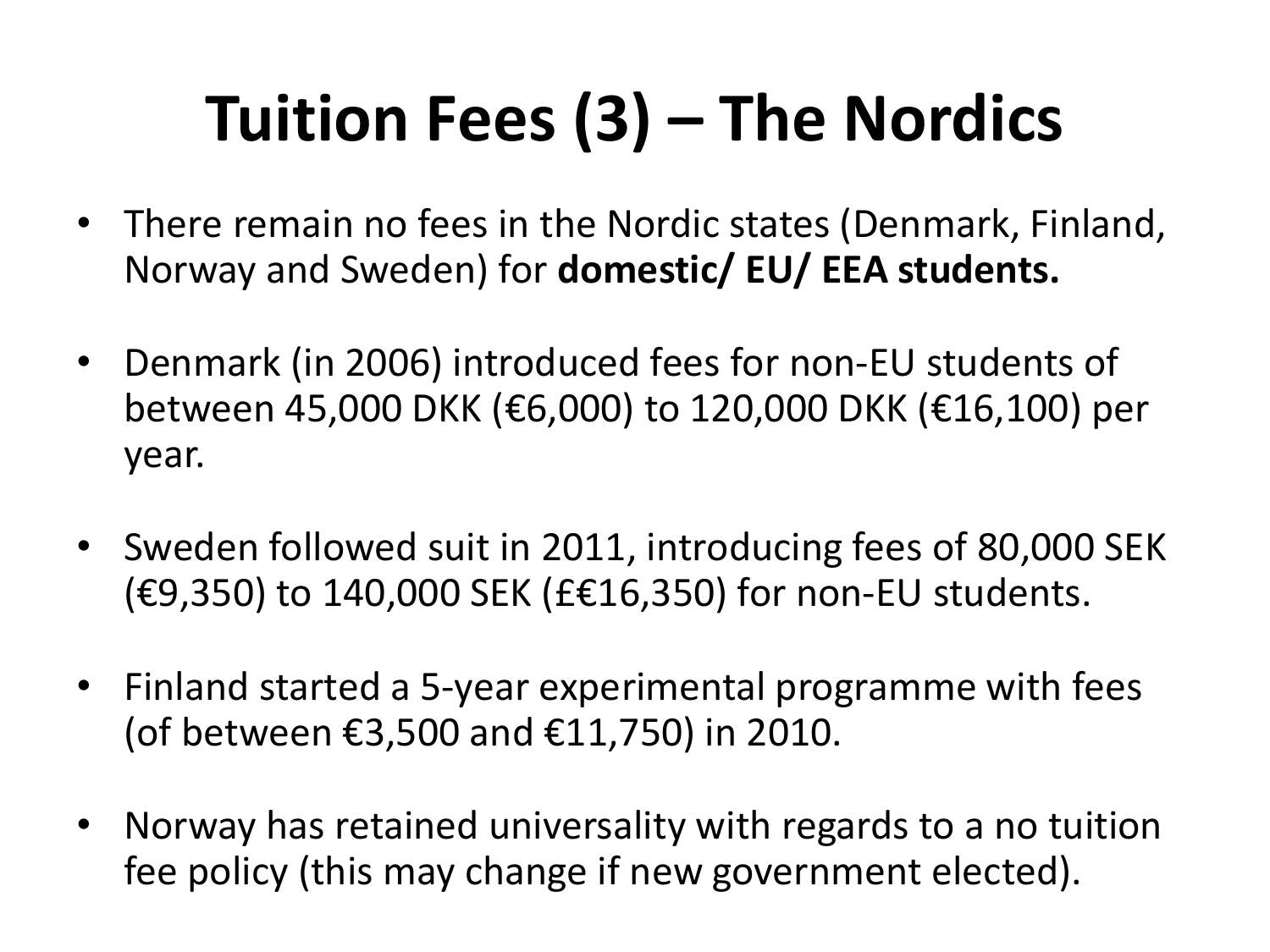# Tuition Fees (3) – The Nordics

- There remain no fees in the Nordic states (Denmark, Finland, Norway and Sweden) for **domestic/ EU/ EEA students.**
- Denmark (in 2006) introduced fees for non-EU students of between 45,000 DKK (€6,000) to 120,000 DKK (€16,100) per year.
- Sweden followed suit in 2011, introducing fees of 80,000 SEK (€9,350) to 140,000 SEK (£€16,350) for non-EU students.
- Finland started a 5-year experimental programme with fees (of between €3,500 and €11,750) in 2010.
- Norway has retained universality with regards to a no tuition fee policy (this may change if new government elected).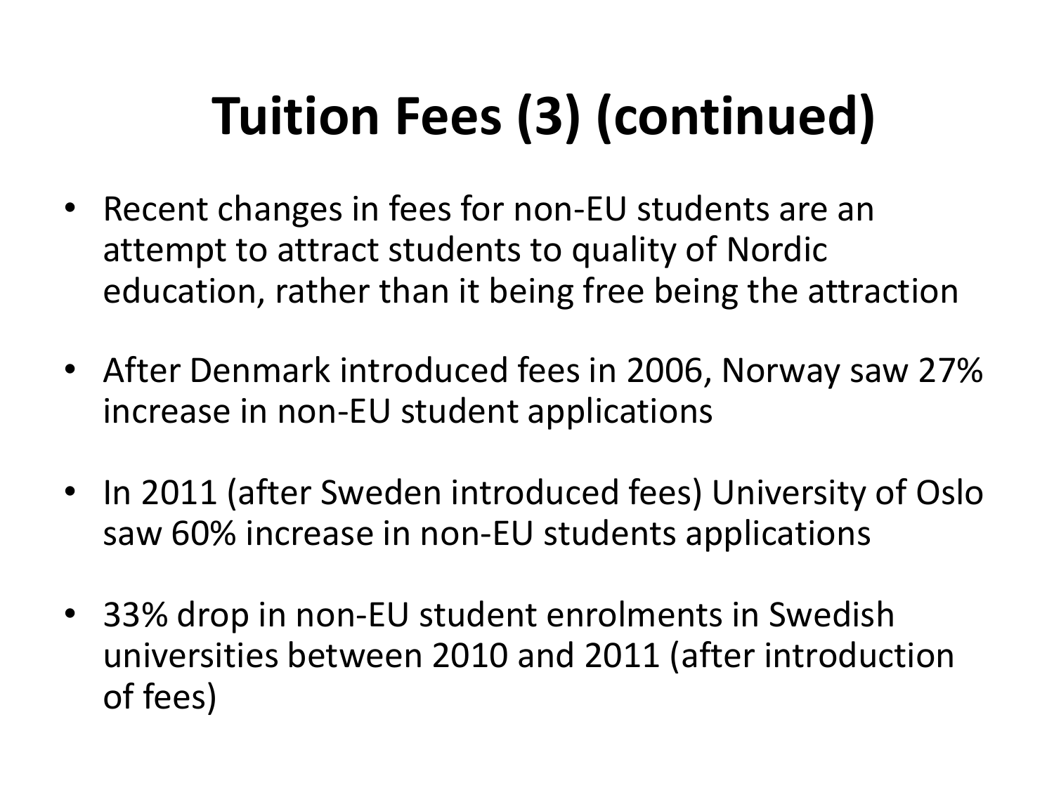# Tuition Fees (3) (continued)

- Recent changes in fees for non-EU students are an attempt to attract students to quality of Nordic education, rather than it being free being the attraction
- After Denmark introduced fees in 2006, Norway saw 27% increase in non-EU student applications
- In 2011 (after Sweden introduced fees) University of Oslo saw 60% increase in non-EU students applications
- 33% drop in non-EU student enrolments in Swedish universities between 2010 and 2011 (after introduction of fees)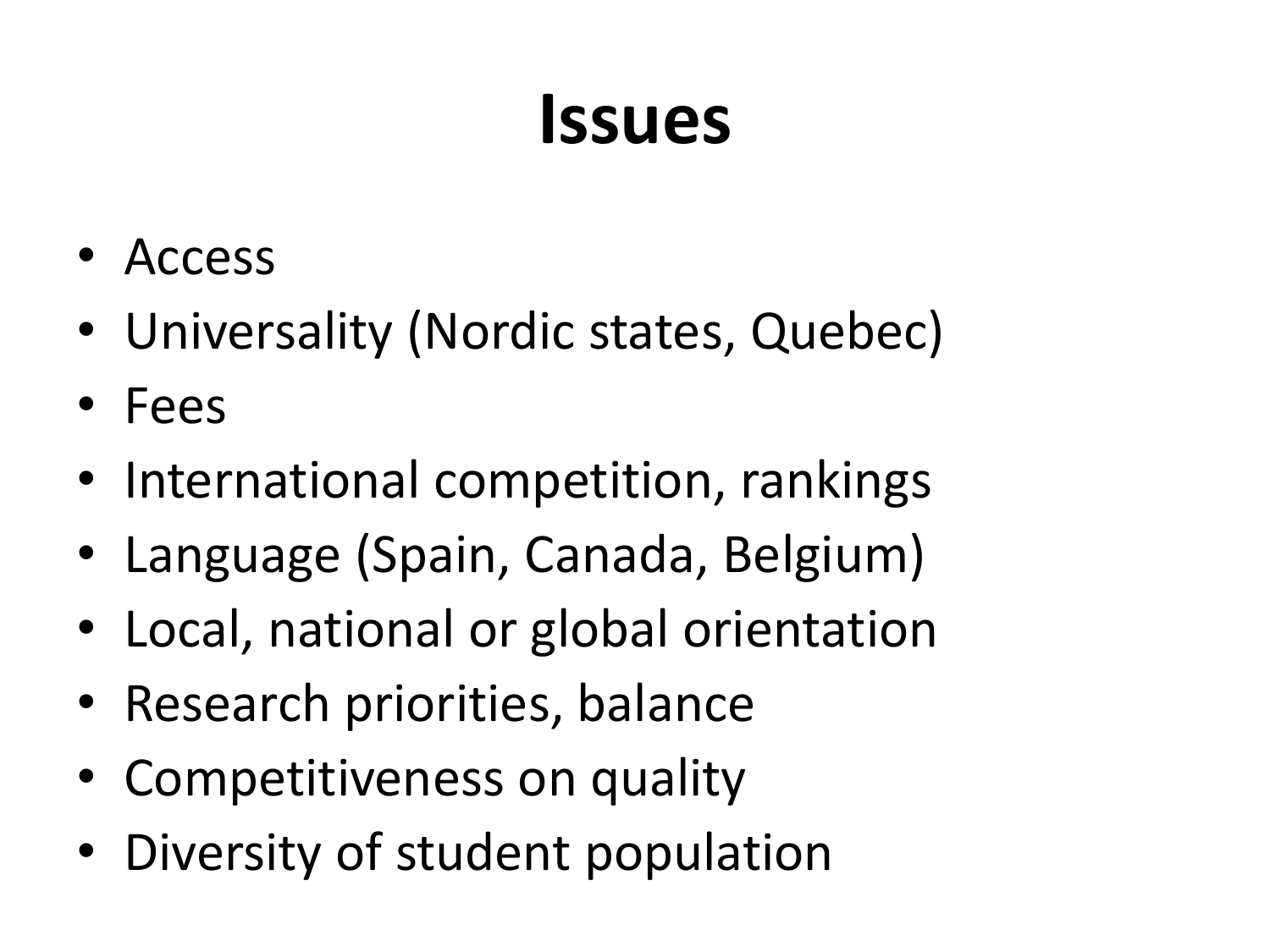# Issues

- Access
- Universality (Nordic states, Quebec)
- Fees
- International competition, rankings
- Language (Spain, Canada, Belgium)
- Local, national or global orientation
- Research priorities, balance
- Competitiveness on quality
- Diversity of student population